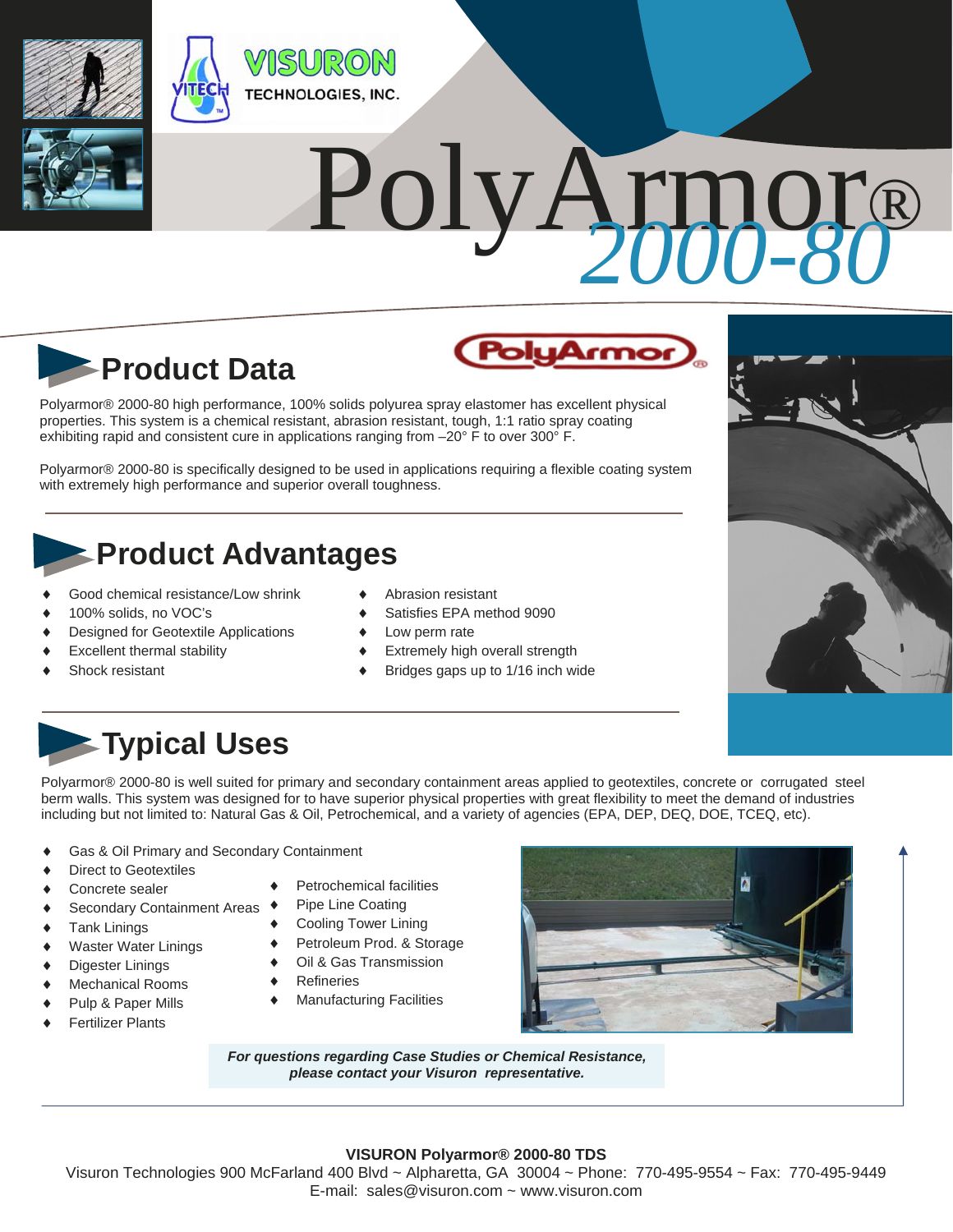VISURON TECHNOLOGIES, INC.

# PolyArmor® 2000-80

## Product Data

Polyarmor® 2000-80 high performance, 100% solids polyurea spray elastomer has excellent physical properties. This system is a chemical resistant, abrasion resistant, tough, 1:1 ratio spray coating exhibiting rapid and consistent cure in applications ranging from –20° F to over 300° F.

Polyarmor® 2000-80 is specifically designed to be used in applications requiring a flexible coating system with extremely high performance and superior overall toughness.

## Product Advantages

- Good chemical resistance/Low shrink
- 100% solids, no VOC's
- Designed for Geotextile Applications
- Excellent thermal stability
- Shock resistant
- Abrasion resistant
- Satisfies EPA method 9090
- Low perm rate
- Extremely high overall strength
- Bridges gaps up to 1/16 inch wide

## Typical Uses

Polyarmor® 2000-80 is well suited for primary and secondary containment areas applied to geotextiles, concrete or corrugated steel berm walls. This system was designed for to have superior physical properties with great flexibility to meet the demand of industries including but not limited to: Natural Gas & Oil, Petrochemical, and a variety of agencies (EPA, DEP, DEQ, DOE, TCEQ, etc).

- Gas & Oil Primary and Secondary Containment
- Direct to Geotextiles
- Concrete sealer
- Secondary Containment Areas
- Tank Linings
- Waster Water Linings
- Digester Linings
- Mechanical Rooms
- Pulp & Paper Mills
- Fertilizer Plants
- Petrochemical facilities
- Pipe Line Coating
- Cooling Tower Lining
- Petroleum Prod. & Storage
- Oil & Gas Transmission
- Refineries
- Manufacturing Facilities

***For questions regarding Case Studies or Chemical Resistance, please contact your Visuron representative.***

**VISURON Polyarmor® 2000-80 TDS**

Visuron Technologies 900 McFarland 400 Blvd ~ Alpharetta, GA 30004 ~ Phone: 770-495-9554 ~ Fax: 770-495-9449
E-mail: sales@visuron.com ~ www.visuron.com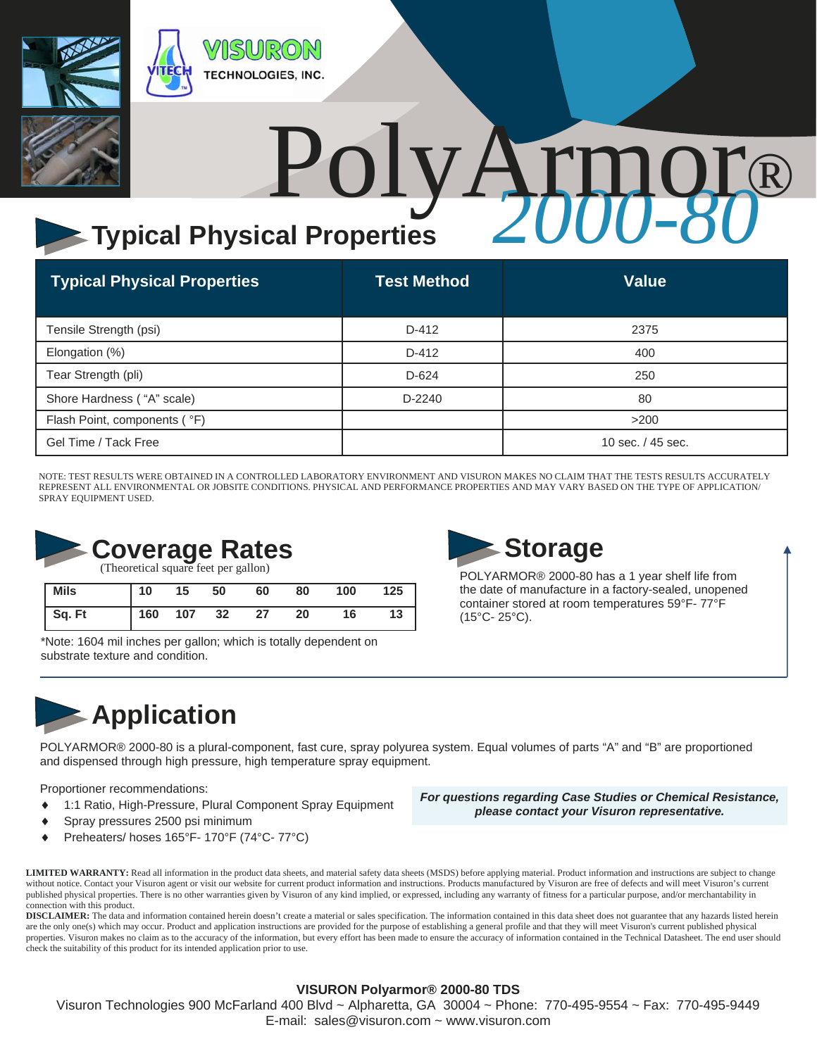VISURON TECHNOLOGIES, INC.

# PolyArmor® 2000-80

## Typical Physical Properties

| Typical Physical Properties | Test Method | Value |
|---|---|---|
| Tensile Strength (psi) | D-412 | 2375 |
| Elongation (%) | D-412 | 400 |
| Tear Strength (pli) | D-624 | 250 |
| Shore Hardness ( "A" scale) | D-2240 | 80 |
| Flash Point, components ( °F) | | >200 |
| Gel Time / Tack Free | | 10 sec. / 45 sec. |

NOTE: TEST RESULTS WERE OBTAINED IN A CONTROLLED LABORATORY ENVIRONMENT AND VISURON MAKES NO CLAIM THAT THE TESTS RESULTS ACCURATELY REPRESENT ALL ENVIRONMENTAL OR JOBSITE CONDITIONS. PHYSICAL AND PERFORMANCE PROPERTIES AND MAY VARY BASED ON THE TYPE OF APPLICATION/ SPRAY EQUIPMENT USED.

## Coverage Rates

(Theoretical square feet per gallon)

| Mils | 10 | 15 | 50 | 60 | 80 | 100 | 125 |
|---|---|---|---|---|---|---|---|
| Sq. Ft | 160 | 107 | 32 | 27 | 20 | 16 | 13 |

*Note: 1604 mil inches per gallon; which is totally dependent on substrate texture and condition.

## Storage

POLYARMOR® 2000-80 has a 1 year shelf life from the date of manufacture in a factory-sealed, unopened container stored at room temperatures 59°F- 77°F (15°C- 25°C).

## Application

POLYARMOR® 2000-80 is a plural-component, fast cure, spray polyurea system. Equal volumes of parts "A" and "B" are proportioned and dispensed through high pressure, high temperature spray equipment.

Proportioner recommendations:

- 1:1 Ratio, High-Pressure, Plural Component Spray Equipment
- Spray pressures 2500 psi minimum
- Preheaters/ hoses 165°F- 170°F (74°C- 77°C)

***For questions regarding Case Studies or Chemical Resistance, please contact your Visuron representative.***

**LIMITED WARRANTY:** Read all information in the product data sheets, and material safety data sheets (MSDS) before applying material. Product information and instructions are subject to change without notice. Contact your Visuron agent or visit our website for current product information and instructions. Products manufactured by Visuron are free of defects and will meet Visuron's current published physical properties. There is no other warranties given by Visuron of any kind implied, or expressed, including any warranty of fitness for a particular purpose, and/or merchantability in connection with this product.

**DISCLAIMER:** The data and information contained herein doesn't create a material or sales specification. The information contained in this data sheet does not guarantee that any hazards listed herein are the only one(s) which may occur. Product and application instructions are provided for the purpose of establishing a general profile and that they will meet Visuron's current published physical properties. Visuron makes no claim as to the accuracy of the information, but every effort has been made to ensure the accuracy of information contained in the Technical Datasheet. The end user should check the suitability of this product for its intended application prior to use.

**VISURON Polyarmor® 2000-80 TDS**

Visuron Technologies 900 McFarland 400 Blvd ~ Alpharetta, GA 30004 ~ Phone: 770-495-9554 ~ Fax: 770-495-9449

E-mail: sales@visuron.com ~ www.visuron.com